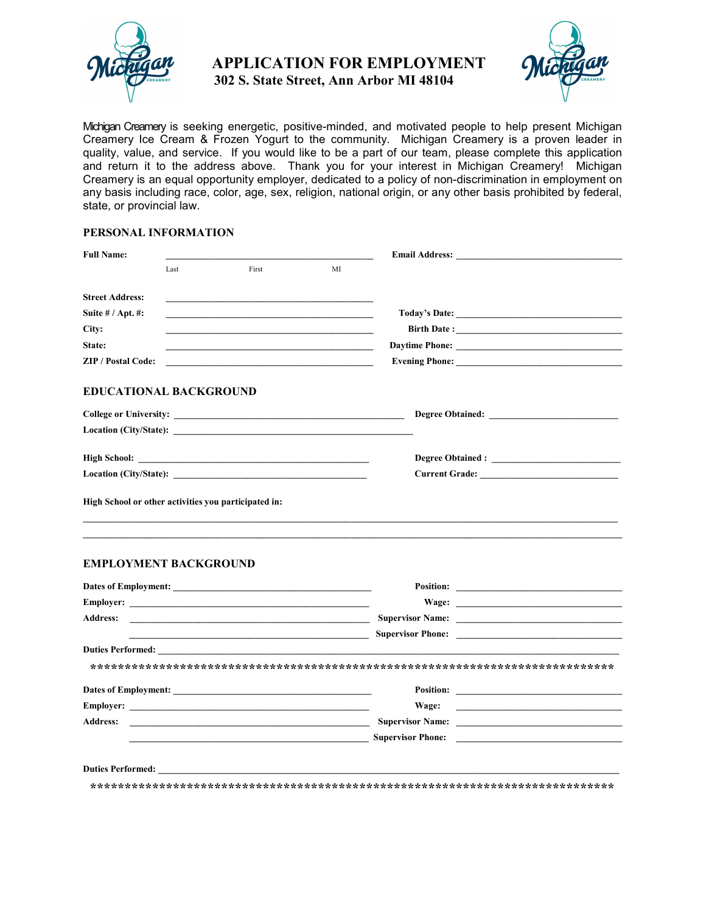# APPLICATION FOR EMPLOYMENT

**302 S. State Street, Ann Arbor MI 48104**

Michigan Creamery is seeking energetic, positive-minded, and motivated people to help present Michigan Creamery Ice Cream & Frozen Yogurt to the community. Michigan Creamery is a proven leader in quality, value, and service. If you would like to be a part of our team, please complete this application and return it to the address above. Thank you for your interest in Michigan Creamery! Michigan Creamery is an equal opportunity employer, dedicated to a policy of non-discrimination in employment on any basis including race, color, age, sex, religion, national origin, or any other basis prohibited by federal, state, or provincial law.

## PERSONAL INFORMATION

**Full Name:** ______________________________________________ **Email Address:** ____________________________________

Last First MI

**Street Address:** ______________________________________________

**Suite # / Apt. #:** ______________________________________________ **Today's Date:** ____________________________________

**City:** ______________________________________________ **Birth Date :** ____________________________________

**State:** ______________________________________________ **Daytime Phone:** ____________________________________

**ZIP / Postal Code:** ______________________________________________ **Evening Phone:** ____________________________________

## EDUCATIONAL BACKGROUND

**College or University:** __________________________________________________ **Degree Obtained:** ____________________________

**Location (City/State):** __________________________________________________

**High School:** __________________________________________________ **Degree Obtained :** ____________________________

**Location (City/State):** __________________________________________ **Current Grade:** ______________________________

**High School or other activities you participated in:**

_____________________________________________________________________________________________________

_____________________________________________________________________________________________________

## EMPLOYMENT BACKGROUND

**Dates of Employment:** ___________________________________________ **Position:** ____________________________________

**Employer:** ____________________________________________________ **Wage:** ____________________________________

**Address:** ____________________________________________________ **Supervisor Name:** ____________________________________

____________________________________________________ **Supervisor Phone:** ____________________________________

**Duties Performed:** ____________________________________________________________________________________

**********************************************************************************

**Dates of Employment:** ___________________________________________ **Position:** ____________________________________

**Employer:** ____________________________________________________ **Wage:** ____________________________________

**Address:** ____________________________________________________ **Supervisor Name:** ____________________________________

____________________________________________________ **Supervisor Phone:** ____________________________________

**Duties Performed:** ____________________________________________________________________________________

**********************************************************************************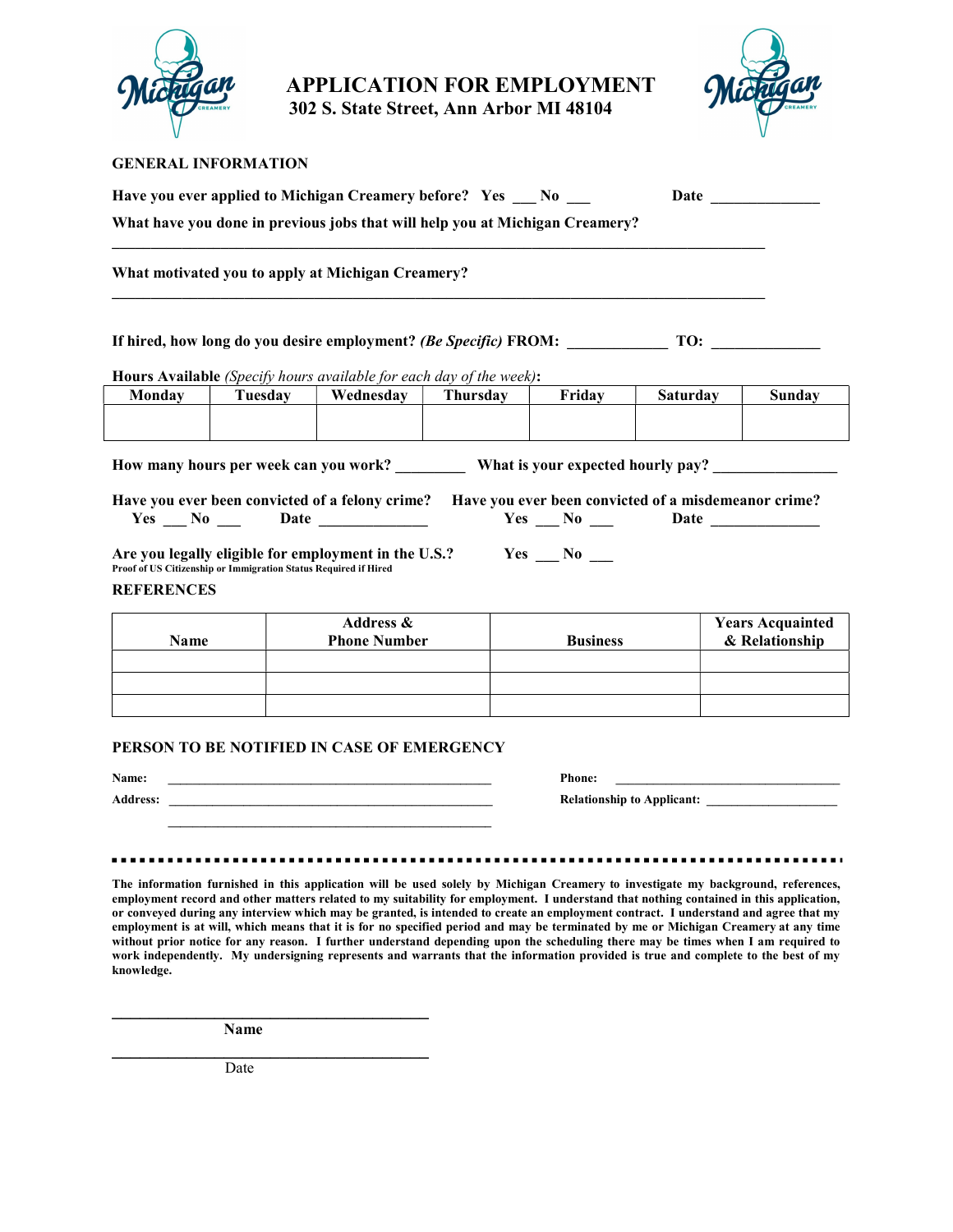# APPLICATION FOR EMPLOYMENT

**302 S. State Street, Ann Arbor MI 48104**

## GENERAL INFORMATION

**Have you ever applied to Michigan Creamery before? Yes ___ No ___** **Date ______________**

**What have you done in previous jobs that will help you at Michigan Creamery?**

___________________________________________________________________________________

**What motivated you to apply at Michigan Creamery?**

___________________________________________________________________________________

**If hired, how long do you desire employment? *(Be Specific)* FROM: ____________ TO: _____________**

**Hours Available** *(Specify hours available for each day of the week)***:**

| Monday | Tuesday | Wednesday | Thursday | Friday | Saturday | Sunday |
|---|---|---|---|---|---|---|
| | | | | | | |

**How many hours per week can you work? _________ What is your expected hourly pay? _______________**

**Have you ever been convicted of a felony crime?**
**Yes ___ No ___ Date ______________**

**Have you ever been convicted of a misdemeanor crime?**
**Yes ___ No ___ Date ______________**

**Are you legally eligible for employment in the U.S.? Yes ___ No ___**
**Proof of US Citizenship or Immigration Status Required if Hired**

## REFERENCES

| Name | Address & Phone Number | Business | Years Acquainted & Relationship |
|---|---|---|---|
| | | | |
| | | | |
| | | | |

## PERSON TO BE NOTIFIED IN CASE OF EMERGENCY

**Name:** ______________________________________________ **Phone:** ________________________________

**Address:** ______________________________________________ **Relationship to Applicant:** ____________________

______________________________________________

**The information furnished in this application will be used solely by Michigan Creamery to investigate my background, references, employment record and other matters related to my suitability for employment. I understand that nothing contained in this application, or conveyed during any interview which may be granted, is intended to create an employment contract. I understand and agree that my employment is at will, which means that it is for no specified period and may be terminated by me or Michigan Creamery at any time without prior notice for any reason. I further understand depending upon the scheduling there may be times when I am required to work independently. My undersigning represents and warrants that the information provided is true and complete to the best of my knowledge.**

____________________________________________
**Name**

____________________________________________
Date